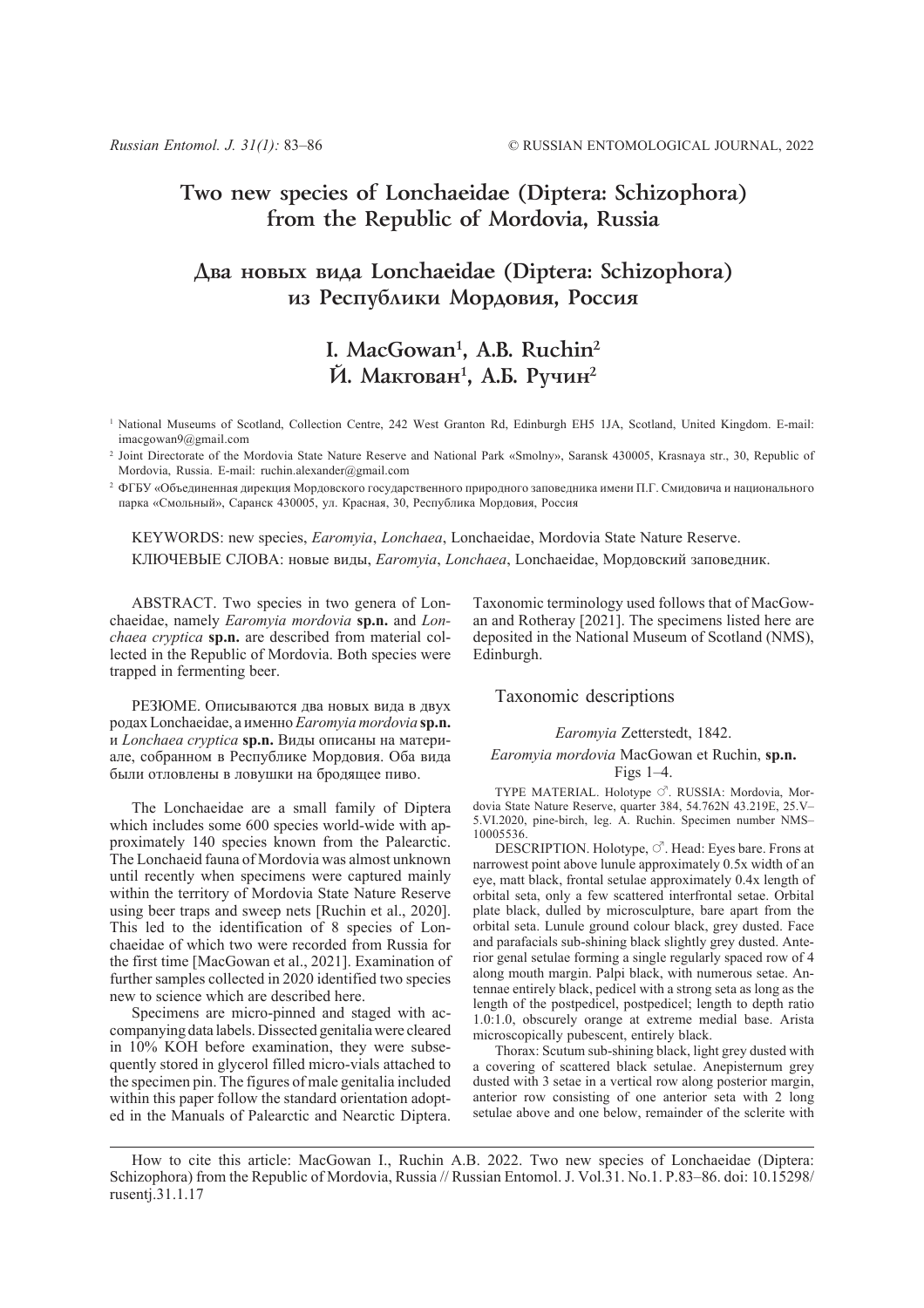# Two new species of Lonchaeidae (Diptera: Schizophora) from the Republic of Mordovia, Russia

# Два новых вида Lonchaeidae (Diptera: Schizophora) из Республики Мордовия, Россия

## I. MacGowan[1], A.B. Ruchin[2]
## Й. Макгован[1], А.Б. Ручин[2]

[1] National Museums of Scotland, Collection Centre, 242 West Granton Rd, Edinburgh EH5 1JA, Scotland, United Kingdom. E-mail: imacgowan9@gmail.com

[2] Joint Directorate of the Mordovia State Nature Reserve and National Park «Smolny», Saransk 430005, Krasnaya str., 30, Republic of Mordovia, Russia. E-mail: ruchin.alexander@gmail.com

[2] ФГБУ «Объединенная дирекция Мордовского государственного природного заповедника имени П.Г. Смидовича и национального парка «Смольный», Саранск 430005, ул. Красная, 30, Республика Мордовия, Россия

KEYWORDS: new species, *Earomyia*, *Lonchaea*, Lonchaeidae, Mordovia State Nature Reserve.

КЛЮЧЕВЫЕ СЛОВА: новые виды, *Earomyia*, *Lonchaea*, Lonchaeidae, Мордовский заповедник.

ABSTRACT. Two species in two genera of Lonchaeidae, namely *Earomyia mordovia* **sp.n.** and *Lonchaea cryptica* **sp.n.** are described from material collected in the Republic of Mordovia. Both species were trapped in fermenting beer.

РЕЗЮМЕ. Описываются два новых вида в двух родах Lonchaeidae, а именно *Earomyia mordovia* **sp.n.** и *Lonchaea cryptica* **sp.n.** Виды описаны на материале, собранном в Республике Мордовия. Оба вида были отловлены в ловушки на бродящее пиво.

The Lonchaeidae are a small family of Diptera which includes some 600 species world-wide with approximately 140 species known from the Palearctic. The Lonchaeid fauna of Mordovia was almost unknown until recently when specimens were captured mainly within the territory of Mordovia State Nature Reserve using beer traps and sweep nets [Ruchin et al., 2020]. This led to the identification of 8 species of Lonchaeidae of which two were recorded from Russia for the first time [MacGowan et al., 2021]. Examination of further samples collected in 2020 identified two species new to science which are described here.

Specimens are micro-pinned and staged with accompanying data labels. Dissected genitalia were cleared in 10% KOH before examination, they were subsequently stored in glycerol filled micro-vials attached to the specimen pin. The figures of male genitalia included within this paper follow the standard orientation adopted in the Manuals of Palearctic and Nearctic Diptera. Taxonomic terminology used follows that of MacGowan and Rotheray [2021]. The specimens listed here are deposited in the National Museum of Scotland (NMS), Edinburgh.

## Taxonomic descriptions

### *Earomyia* Zetterstedt, 1842.

### *Earomyia mordovia* MacGowan et Ruchin, sp.n.

Figs 1–4.

TYPE MATERIAL. Holotype ♂. RUSSIA: Mordovia, Mordovia State Nature Reserve, quarter 384, 54.762N 43.219E, 25.V–5.VI.2020, pine-birch, leg. A. Ruchin. Specimen number NMS–10005536.

DESCRIPTION. Holotype, ♂. Head: Eyes bare. Frons at narrowest point above lunule approximately 0.5x width of an eye, matt black, frontal setulae approximately 0.4x length of orbital seta, only a few scattered interfrontal setae. Orbital plate black, dulled by microsculpture, bare apart from the orbital seta. Lunule ground colour black, grey dusted. Face and parafacials sub-shining black slightly grey dusted. Anterior genal setulae forming a single regularly spaced row of 4 along mouth margin. Palpi black, with numerous setae. Antennae entirely black, pedicel with a strong seta as long as the length of the postpedicel, postpedicel; length to depth ratio 1.0:1.0, obscurely orange at extreme medial base. Arista microscopically pubescent, entirely black.

Thorax: Scutum sub-shining black, light grey dusted with a covering of scattered black setulae. Anepisternum grey dusted with 3 setae in a vertical row along posterior margin, anterior row consisting of one anterior seta with 2 long setulae above and one below, remainder of the sclerite with

How to cite this article: MacGowan I., Ruchin A.B. 2022. Two new species of Lonchaeidae (Diptera: Schizophora) from the Republic of Mordovia, Russia // Russian Entomol. J. Vol.31. No.1. P.83–86. doi: 10.15298/rusentj.31.1.17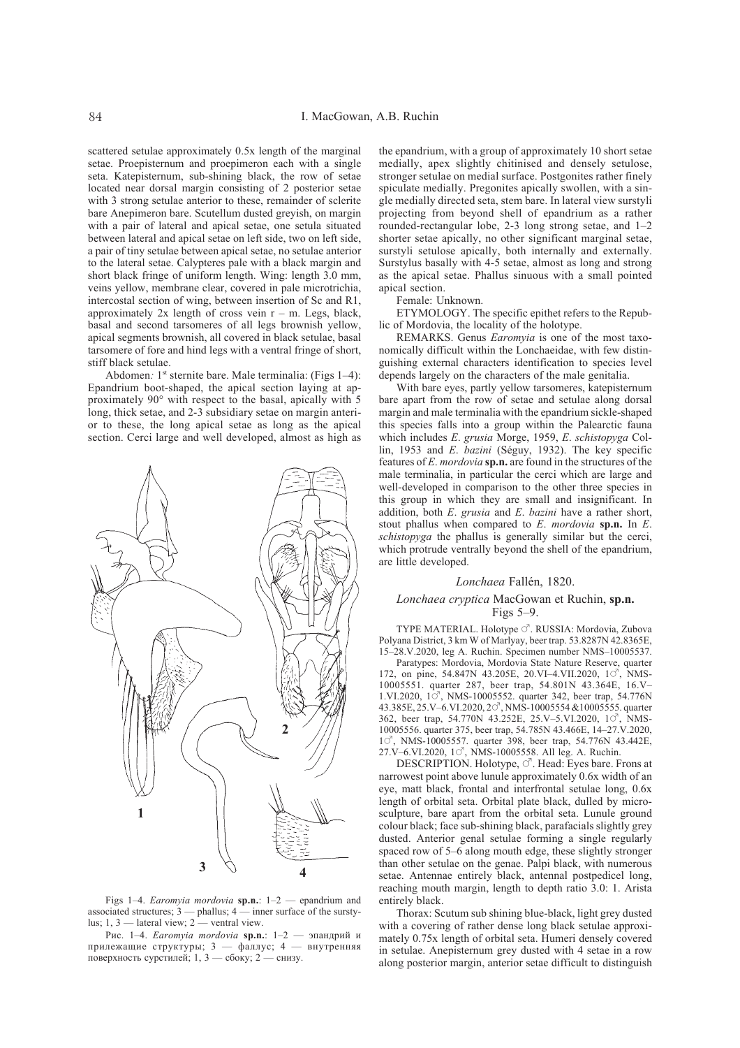scattered setulae approximately 0.5x length of the marginal setae. Proepisternum and proepimeron each with a single seta. Katepisternum, sub-shining black, the row of setae located near dorsal margin consisting of 2 posterior setae with 3 strong setulae anterior to these, remainder of sclerite bare Anepimeron bare. Scutellum dusted greyish, on margin with a pair of lateral and apical setae, one setula situated between lateral and apical setae on left side, two on left side, a pair of tiny setulae between apical setae, no setulae anterior to the lateral setae. Calypteres pale with a black margin and short black fringe of uniform length. Wing: length 3.0 mm, veins yellow, membrane clear, covered in pale microtrichia, intercostal section of wing, between insertion of Sc and R1, approximately 2x length of cross vein r – m. Legs, black, basal and second tarsomeres of all legs brownish yellow, apical segments brownish, all covered in black setulae, basal tarsomere of fore and hind legs with a ventral fringe of short, stiff black setulae.

Abdomen*:* 1st sternite bare. Male terminalia: (Figs 1–4): Epandrium boot-shaped, the apical section laying at approximately 90° with respect to the basal, apically with 5 long, thick setae, and 2-3 subsidiary setae on margin anterior to these, the long apical setae as long as the apical section. Cerci large and well developed, almost as high as the epandrium, with a group of approximately 10 short setae medially, apex slightly chitinised and densely setulose, stronger setulae on medial surface. Postgonites rather finely spiculate medially. Pregonites apically swollen, with a single medially directed seta, stem bare. In lateral view surstyli projecting from beyond shell of epandrium as a rather rounded-rectangular lobe, 2-3 long strong setae, and 1–2 shorter setae apically, no other significant marginal setae, surstyli setulose apically, both internally and externally. Surstylus basally with 4-5 setae, almost as long and strong as the apical setae. Phallus sinuous with a small pointed apical section.

Female: Unknown.

ETYMOLOGY. The specific epithet refers to the Republic of Mordovia, the locality of the holotype.

REMARKS. Genus *Earomyia* is one of the most taxonomically difficult within the Lonchaeidae, with few distinguishing external characters identification to species level depends largely on the characters of the male genitalia.

With bare eyes, partly yellow tarsomeres, katepisternum bare apart from the row of setae and setulae along dorsal margin and male terminalia with the epandrium sickle-shaped this species falls into a group within the Palearctic fauna which includes *E. grusia* Morge, 1959, *E. schistopyga* Collin, 1953 and *E. bazini* (Séguy, 1932). The key specific features of *E. mordovia* **sp.n.** are found in the structures of the male terminalia, in particular the cerci which are large and well-developed in comparison to the other three species in this group in which they are small and insignificant. In addition, both *E. grusia* and *E. bazini* have a rather short, stout phallus when compared to *E. mordovia* **sp.n.** In *E. schistopyga* the phallus is generally similar but the cerci, which protrude ventrally beyond the shell of the epandrium, are little developed.

Figs 1–4. *Earomyia mordovia* **sp.n.**: 1–2 — epandrium and associated structures; 3 — phallus; 4 — inner surface of the surstylus; 1, 3 — lateral view; 2 — ventral view.

Рис. 1–4. *Earomyia mordovia* **sp.n.**: 1–2 — эпандрий и прилежащие структуры; 3 — фаллус; 4 — внутренняя поверхность сурстилей; 1, 3 — сбоку; 2 — снизу.

### *Lonchaea* Fallén, 1820.

### *Lonchaea cryptica* MacGowan et Ruchin, **sp.n.**
Figs 5–9.

TYPE MATERIAL. Holotype ♂. RUSSIA: Mordovia, Zubova Polyana District, 3 km W of Marlyay, beer trap. 53.8287N 42.8365E, 15–28.V.2020, leg A. Ruchin. Specimen number NMS–10005537.

Paratypes: Mordovia, Mordovia State Nature Reserve, quarter 172, on pine, 54.847N 43.205E, 20.VI–4.VII.2020, 1♂, NMS-10005551. quarter 287, beer trap, 54.801N 43.364E, 16.V–1.VI.2020, 1♂, NMS-10005552. quarter 342, beer trap, 54.776N 43.385E, 25.V–6.VI.2020, 2♂, NMS-10005554 &10005555. quarter 362, beer trap, 54.770N 43.252E, 25.V–5.VI.2020, 1♂, NMS-10005556. quarter 375, beer trap, 54.785N 43.466E, 14–27.V.2020, 1♂, NMS-10005557. quarter 398, beer trap, 54.776N 43.442E, 27.V–6.VI.2020, 1♂, NMS-10005558. All leg. A. Ruchin.

DESCRIPTION. Holotype, ♂. Head: Eyes bare. Frons at narrowest point above lunule approximately 0.6x width of an eye, matt black, frontal and interfrontal setulae long, 0.6x length of orbital seta. Orbital plate black, dulled by microsculpture, bare apart from the orbital seta. Lunule ground colour black; face sub-shining black, parafacials slightly grey dusted. Anterior genal setulae forming a single regularly spaced row of 5–6 along mouth edge, these slightly stronger than other setulae on the genae. Palpi black, with numerous setae. Antennae entirely black, antennal postpedicel long, reaching mouth margin, length to depth ratio 3.0: 1. Arista entirely black.

Thorax: Scutum sub shining blue-black, light grey dusted with a covering of rather dense long black setulae approximately 0.75x length of orbital seta. Humeri densely covered in setulae. Anepisternum grey dusted with 4 setae in a row along posterior margin, anterior setae difficult to distinguish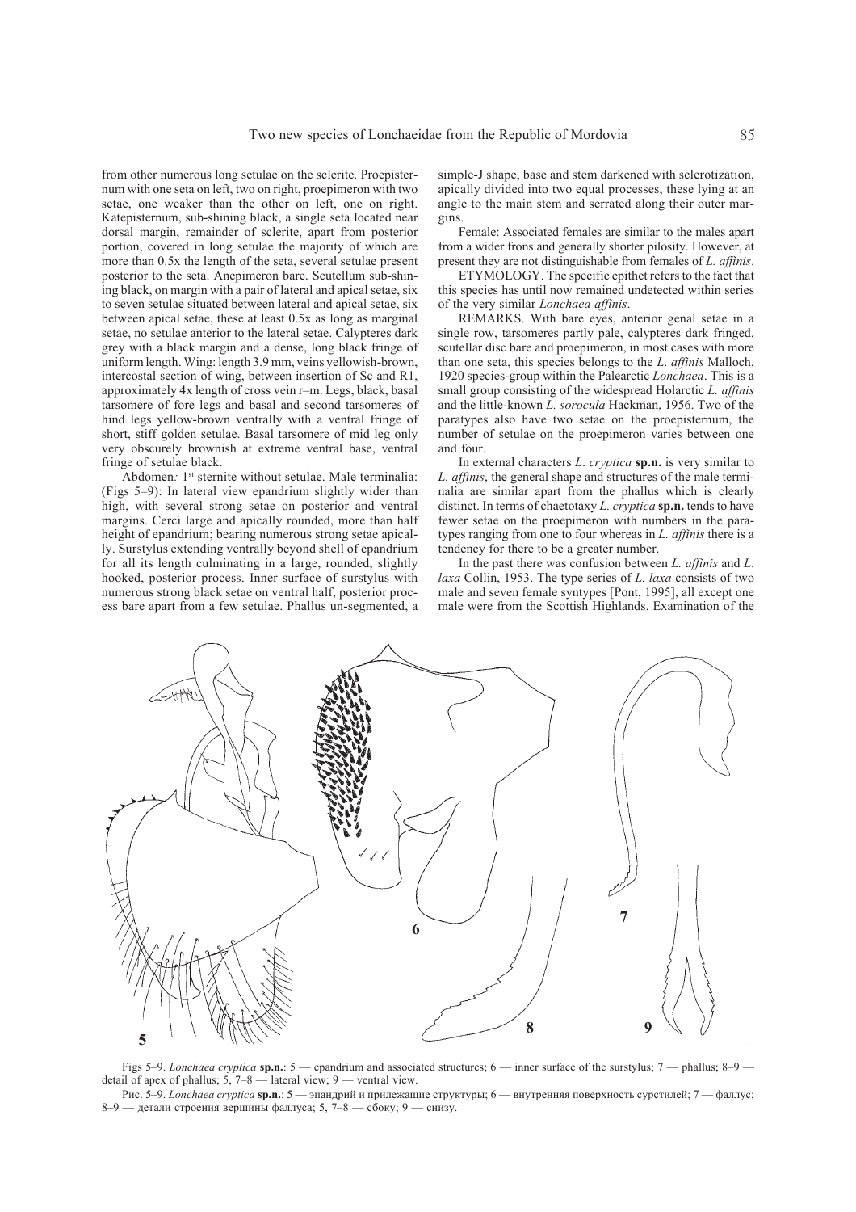from other numerous long setulae on the sclerite. Proepisternum with one seta on left, two on right, proepimeron with two setae, one weaker than the other on left, one on right. Katepisternum, sub-shining black, a single seta located near dorsal margin, remainder of sclerite, apart from posterior portion, covered in long setulae the majority of which are more than 0.5x the length of the seta, several setulae present posterior to the seta. Anepimeron bare. Scutellum sub-shining black, on margin with a pair of lateral and apical setae, six to seven setulae situated between lateral and apical setae, six between apical setae, these at least 0.5x as long as marginal setae, no setulae anterior to the lateral setae. Calypteres dark grey with a black margin and a dense, long black fringe of uniform length. Wing: length 3.9 mm, veins yellowish-brown, intercostal section of wing, between insertion of Sc and R1, approximately 4x length of cross vein r–m. Legs, black, basal tarsomere of fore legs and basal and second tarsomeres of hind legs yellow-brown ventrally with a ventral fringe of short, stiff golden setulae. Basal tarsomere of mid leg only very obscurely brownish at extreme ventral base, ventral fringe of setulae black.

Abdomen*:* 1st sternite without setulae. Male terminalia: (Figs 5–9): In lateral view epandrium slightly wider than high, with several strong setae on posterior and ventral margins. Cerci large and apically rounded, more than half height of epandrium; bearing numerous strong setae apically. Surstylus extending ventrally beyond shell of epandrium for all its length culminating in a large, rounded, slightly hooked, posterior process. Inner surface of surstylus with numerous strong black setae on ventral half, posterior process bare apart from a few setulae. Phallus un-segmented, a simple-J shape, base and stem darkened with sclerotization, apically divided into two equal processes, these lying at an angle to the main stem and serrated along their outer margins.

Female: Associated females are similar to the males apart from a wider frons and generally shorter pilosity. However, at present they are not distinguishable from females of *L. affinis*.

ETYMOLOGY. The specific epithet refers to the fact that this species has until now remained undetected within series of the very similar *Lonchaea affinis*.

REMARKS. With bare eyes, anterior genal setae in a single row, tarsomeres partly pale, calypteres dark fringed, scutellar disc bare and proepimeron, in most cases with more than one seta, this species belongs to the *L. affinis* Malloch, 1920 species-group within the Palearctic *Lonchaea*. This is a small group consisting of the widespread Holarctic *L. affinis* and the little-known *L. sorocula* Hackman, 1956. Two of the paratypes also have two setae on the proepisternum, the number of setulae on the proepimeron varies between one and four.

In external characters *L. cryptica* **sp.n.** is very similar to *L. affinis*, the general shape and structures of the male terminalia are similar apart from the phallus which is clearly distinct. In terms of chaetotaxy *L. cryptica* **sp.n.** tends to have fewer setae on the proepimeron with numbers in the paratypes ranging from one to four whereas in *L. affinis* there is a tendency for there to be a greater number.

In the past there was confusion between *L. affinis* and *L. laxa* Collin, 1953. The type series of *L. laxa* consists of two male and seven female syntypes [Pont, 1995], all except one male were from the Scottish Highlands. Examination of the

Figs 5–9. *Lonchaea cryptica* **sp.n.**: 5 — epandrium and associated structures; 6 — inner surface of the surstylus; 7 — phallus; 8–9 — detail of apex of phallus; 5, 7–8 — lateral view; 9 — ventral view.

Рис. 5–9. *Lonchaea cryptica* **sp.n.**: 5 — эпандрий и прилежащие структуры; 6 — внутренняя поверхность сурстилей; 7 — фаллус; 8–9 — детали строения вершины фаллуса; 5, 7–8 — сбоку; 9 — снизу.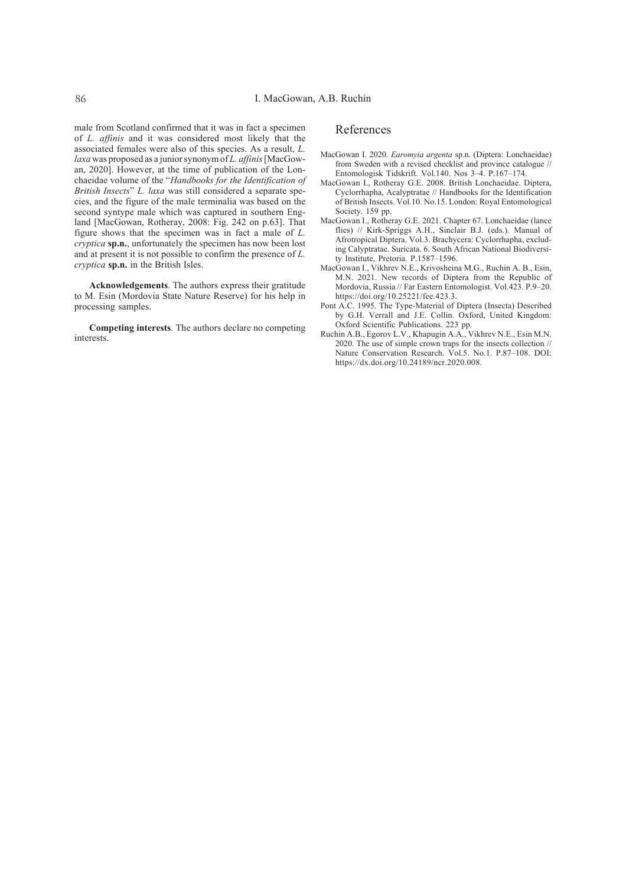male from Scotland confirmed that it was in fact a specimen of *L. affinis* and it was considered most likely that the associated females were also of this species. As a result, *L. laxa* was proposed as a junior synonym of *L. affinis* [MacGowan, 2020]. However, at the time of publication of the Lonchaeidae volume of the "*Handbooks for the Identification of British Insects*" *L. laxa* was still considered a separate species, and the figure of the male terminalia was based on the second syntype male which was captured in southern England [MacGowan, Rotheray, 2008: Fig. 242 on p.63]. That figure shows that the specimen was in fact a male of *L. cryptica* **sp.n.**, unfortunately the specimen has now been lost and at present it is not possible to confirm the presence of *L. cryptica* **sp.n.** in the British Isles.

**Acknowledgements**. The authors express their gratitude to M. Esin (Mordovia State Nature Reserve) for his help in processing samples.

**Competing interests**. The authors declare no competing interests.

## References

MacGowan I. 2020. *Earomyia argenta* sp.n. (Diptera: Lonchaeidae) from Sweden with a revised checklist and province catalogue // Entomologisk Tidskrift. Vol.140. Nos 3–4. P.167–174.

MacGowan I., Rotheray G.E. 2008. British Lonchaeidae. Diptera, Cyclorrhapha, Acalyptratae // Handbooks for the Identification of British Insects. Vol.10. No.15. London: Royal Entomological Society. 159 pp.

MacGowan I., Rotheray G.E. 2021. Chapter 67. Lonchaeidae (lance flies) // Kirk-Spriggs A.H., Sinclair B.J. (eds.). Manual of Afrotropical Diptera. Vol.3. Brachycera: Cyclorrhapha, excluding Calyptratae. Suricata. 6. South African National Biodiversity Institute, Pretoria. P.1587–1596.

MacGowan I., Vikhrev N.E., Krivosheina M.G., Ruchin A. B., Esin, M.N. 2021. New records of Diptera from the Republic of Mordovia, Russia // Far Eastern Entomologist. Vol.423. P.9–20. https://doi.org/10.25221/fee.423.3.

Pont A.C. 1995. The Type-Material of Diptera (Insecta) Described by G.H. Verrall and J.E. Collin. Oxford, United Kingdom: Oxford Scientific Publications. 223 pp.

Ruchin A.B., Egorov L.V., Khapugin A.A., Vikhrev N.E., Esin M.N. 2020. The use of simple crown traps for the insects collection // Nature Conservation Research. Vol.5. No.1. P.87–108. DOI: https://dx.doi.org/10.24189/ncr.2020.008.